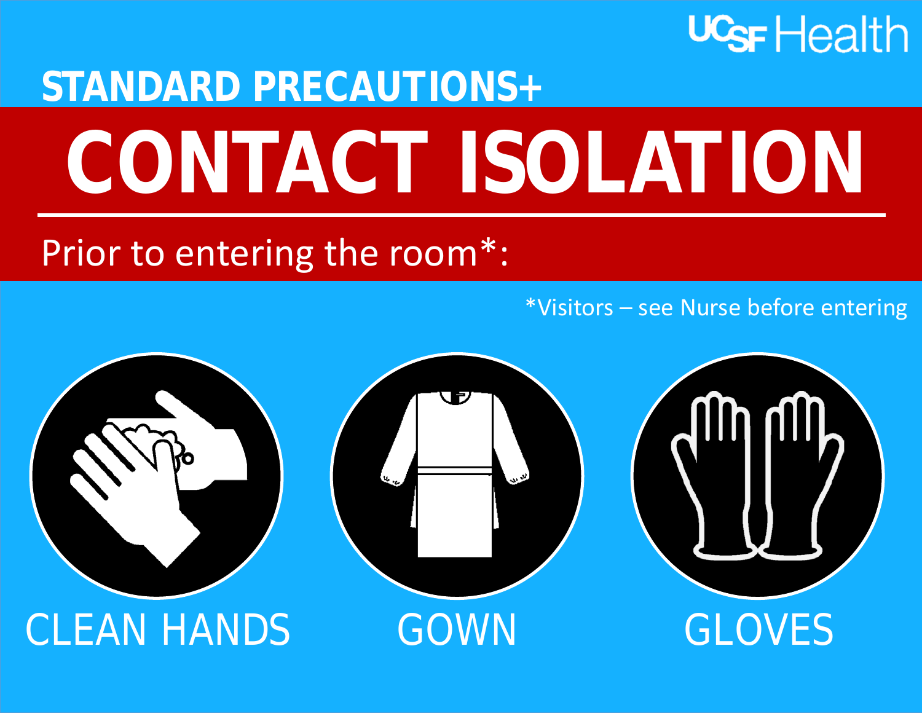UCSF Health

## STANDARD PRECAUTIONS+

# CONTACT ISOLATION

Prior to entering the room*:

*Visitors – see Nurse before entering

CLEAN HANDS

GOWN

GLOVES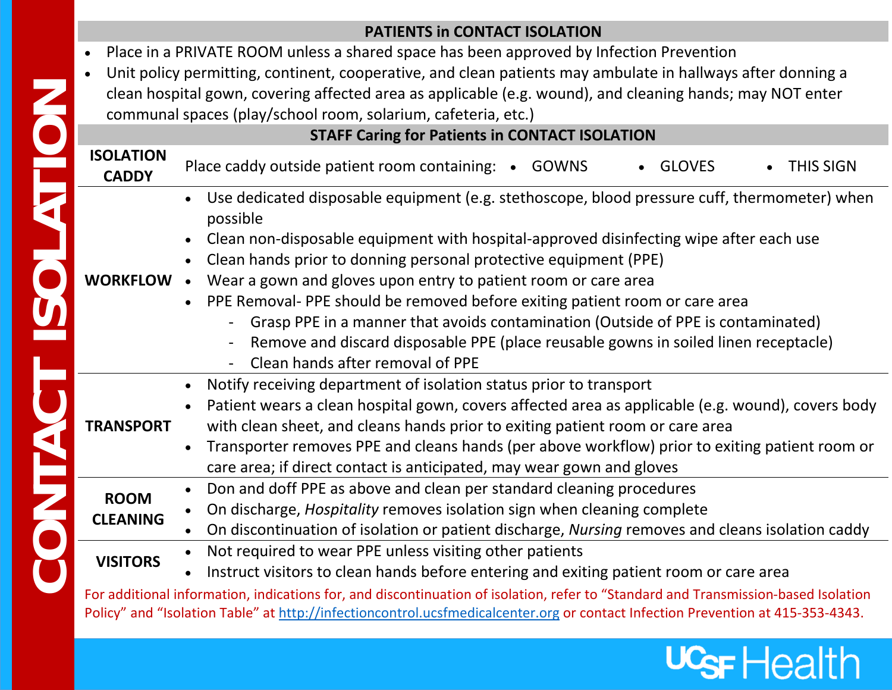# CONTACT ISOLATION

## PATIENTS in CONTACT ISOLATION

- Place in a PRIVATE ROOM unless a shared space has been approved by Infection Prevention
- Unit policy permitting, continent, cooperative, and clean patients may ambulate in hallways after donning a clean hospital gown, covering affected area as applicable (e.g. wound), and cleaning hands; may NOT enter communal spaces (play/school room, solarium, cafeteria, etc.)

## STAFF Caring for Patients in CONTACT ISOLATION

| | |
|---|---|
| **ISOLATION CADDY** | Place caddy outside patient room containing: • GOWNS • GLOVES • THIS SIGN |
| **WORKFLOW** | • Use dedicated disposable equipment (e.g. stethoscope, blood pressure cuff, thermometer) when possible<br>• Clean non-disposable equipment with hospital-approved disinfecting wipe after each use<br>• Clean hands prior to donning personal protective equipment (PPE)<br>• Wear a gown and gloves upon entry to patient room or care area<br>• PPE Removal- PPE should be removed before exiting patient room or care area<br>&nbsp;&nbsp;- Grasp PPE in a manner that avoids contamination (Outside of PPE is contaminated)<br>&nbsp;&nbsp;- Remove and discard disposable PPE (place reusable gowns in soiled linen receptacle)<br>&nbsp;&nbsp;- Clean hands after removal of PPE |
| **TRANSPORT** | • Notify receiving department of isolation status prior to transport<br>• Patient wears a clean hospital gown, covers affected area as applicable (e.g. wound), covers body with clean sheet, and cleans hands prior to exiting patient room or care area<br>• Transporter removes PPE and cleans hands (per above workflow) prior to exiting patient room or care area; if direct contact is anticipated, may wear gown and gloves |
| **ROOM CLEANING** | • Don and doff PPE as above and clean per standard cleaning procedures<br>• On discharge, *Hospitality* removes isolation sign when cleaning complete<br>• On discontinuation of isolation or patient discharge, *Nursing* removes and cleans isolation caddy |
| **VISITORS** | • Not required to wear PPE unless visiting other patients<br>• Instruct visitors to clean hands before entering and exiting patient room or care area |

For additional information, indications for, and discontinuation of isolation, refer to "Standard and Transmission-based Isolation Policy" and "Isolation Table" at http://infectioncontrol.ucsfmedicalcenter.org or contact Infection Prevention at 415-353-4343.

UCSF Health